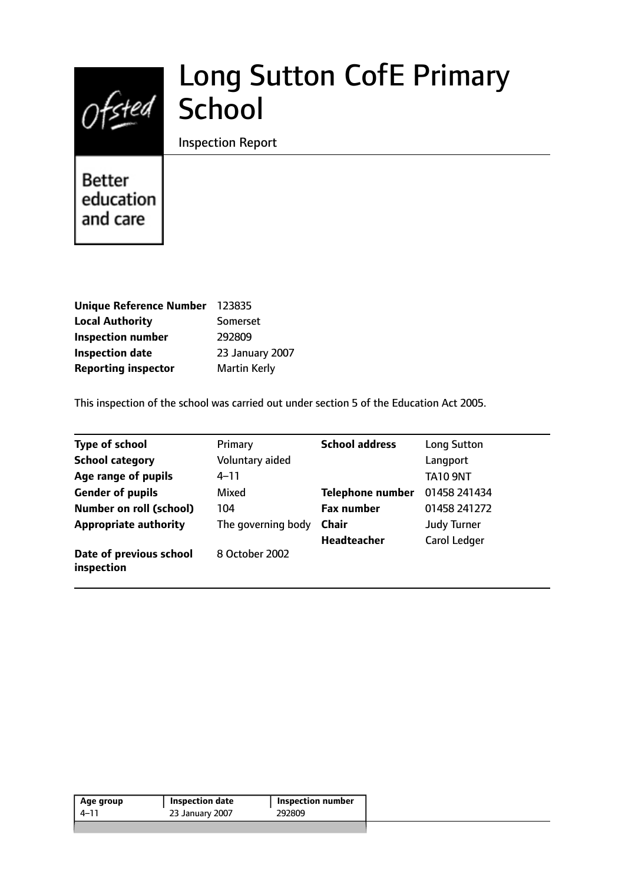# Long Sutton CofE Primary School

Inspection Report

Better education and care

| | |
|---|---|
| **Unique Reference Number** | 123835 |
| **Local Authority** | Somerset |
| **Inspection number** | 292809 |
| **Inspection date** | 23 January 2007 |
| **Reporting inspector** | Martin Kerly |

This inspection of the school was carried out under section 5 of the Education Act 2005.

| | | | |
|---|---|---|---|
| **Type of school** | Primary | **School address** | Long Sutton |
| **School category** | Voluntary aided | | Langport |
| **Age range of pupils** | 4–11 | | TA10 9NT |
| **Gender of pupils** | Mixed | **Telephone number** | 01458 241434 |
| **Number on roll (school)** | 104 | **Fax number** | 01458 241272 |
| **Appropriate authority** | The governing body | **Chair** | Judy Turner |
| | | **Headteacher** | Carol Ledger |
| **Date of previous school inspection** | 8 October 2002 | | |

| Age group | Inspection date | Inspection number |
|---|---|---|
| 4–11 | 23 January 2007 | 292809 |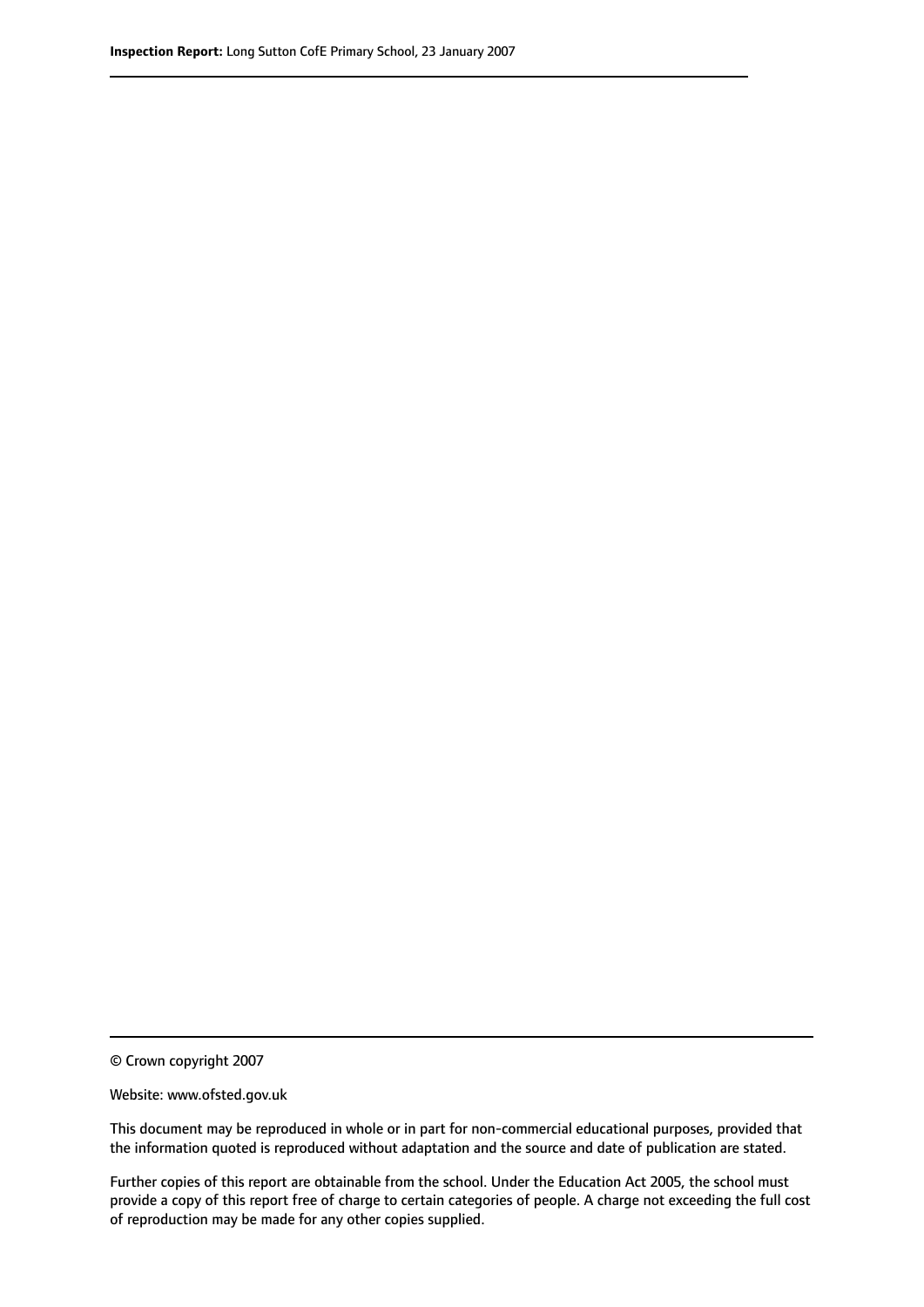© Crown copyright 2007

Website: www.ofsted.gov.uk

This document may be reproduced in whole or in part for non-commercial educational purposes, provided that the information quoted is reproduced without adaptation and the source and date of publication are stated.

Further copies of this report are obtainable from the school. Under the Education Act 2005, the school must provide a copy of this report free of charge to certain categories of people. A charge not exceeding the full cost of reproduction may be made for any other copies supplied.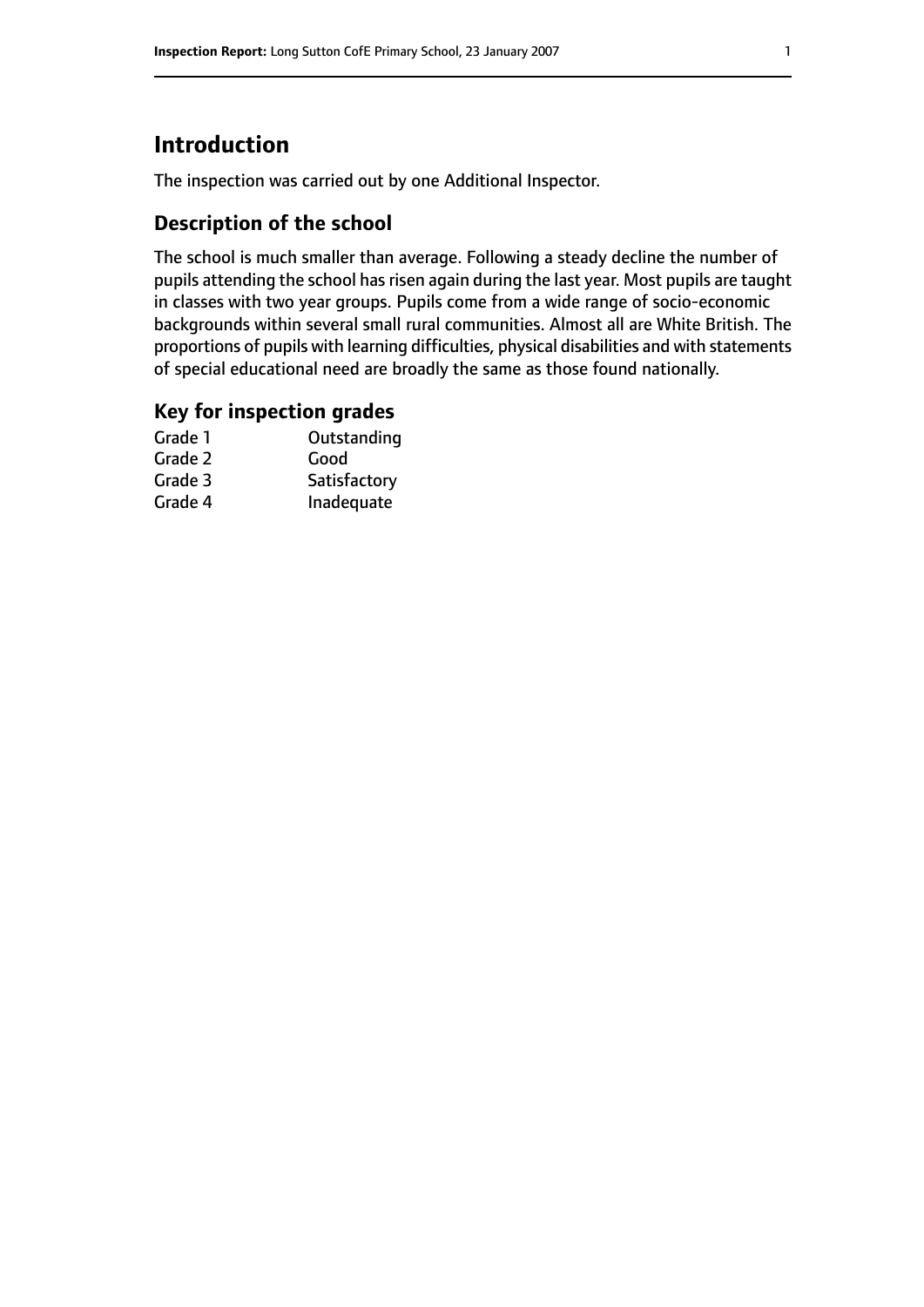# Introduction

The inspection was carried out by one Additional Inspector.

## Description of the school

The school is much smaller than average. Following a steady decline the number of pupils attending the school has risen again during the last year. Most pupils are taught in classes with two year groups. Pupils come from a wide range of socio-economic backgrounds within several small rural communities. Almost all are White British. The proportions of pupils with learning difficulties, physical disabilities and with statements of special educational need are broadly the same as those found nationally.

## Key for inspection grades

| | |
|---|---|
| Grade 1 | Outstanding |
| Grade 2 | Good |
| Grade 3 | Satisfactory |
| Grade 4 | Inadequate |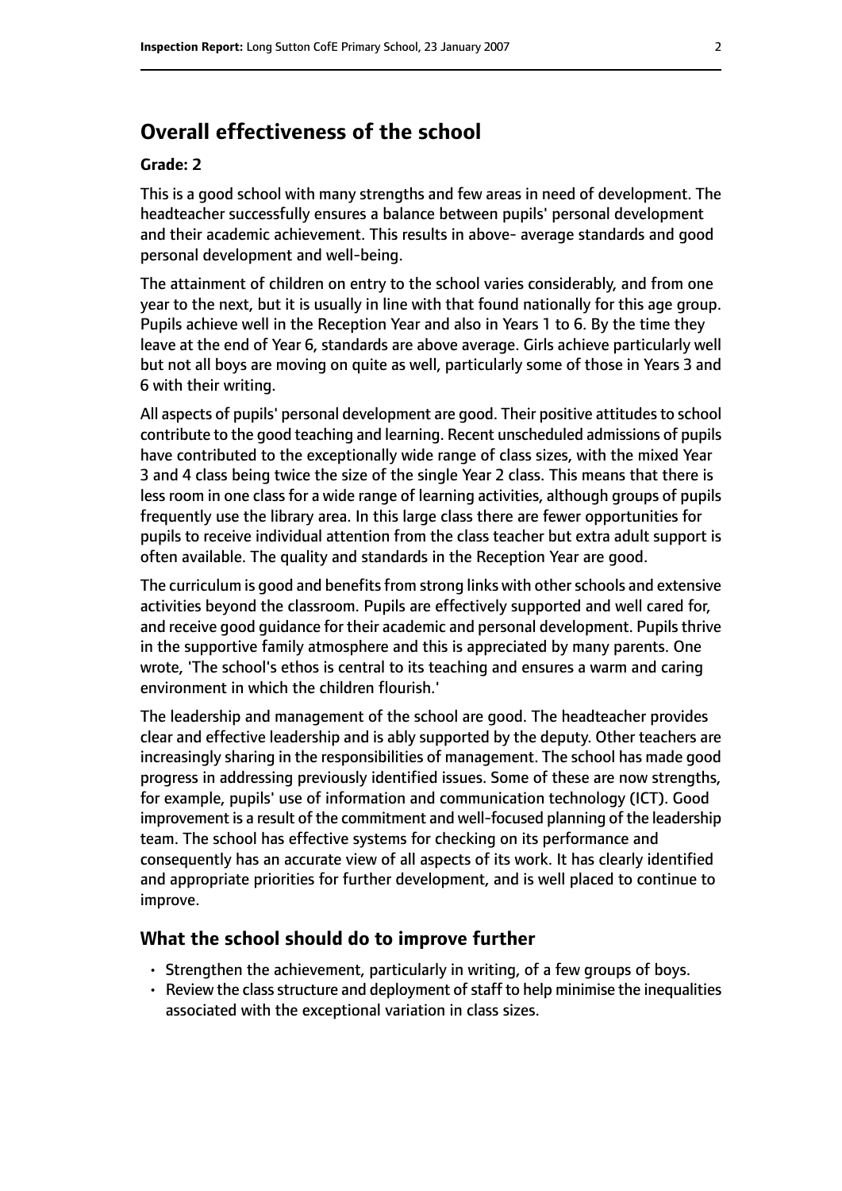## Overall effectiveness of the school

### Grade: 2

This is a good school with many strengths and few areas in need of development. The headteacher successfully ensures a balance between pupils' personal development and their academic achievement. This results in above- average standards and good personal development and well-being.

The attainment of children on entry to the school varies considerably, and from one year to the next, but it is usually in line with that found nationally for this age group. Pupils achieve well in the Reception Year and also in Years 1 to 6. By the time they leave at the end of Year 6, standards are above average. Girls achieve particularly well but not all boys are moving on quite as well, particularly some of those in Years 3 and 6 with their writing.

All aspects of pupils' personal development are good. Their positive attitudes to school contribute to the good teaching and learning. Recent unscheduled admissions of pupils have contributed to the exceptionally wide range of class sizes, with the mixed Year 3 and 4 class being twice the size of the single Year 2 class. This means that there is less room in one class for a wide range of learning activities, although groups of pupils frequently use the library area. In this large class there are fewer opportunities for pupils to receive individual attention from the class teacher but extra adult support is often available. The quality and standards in the Reception Year are good.

The curriculum is good and benefits from strong links with other schools and extensive activities beyond the classroom. Pupils are effectively supported and well cared for, and receive good guidance for their academic and personal development. Pupils thrive in the supportive family atmosphere and this is appreciated by many parents. One wrote, 'The school's ethos is central to its teaching and ensures a warm and caring environment in which the children flourish.'

The leadership and management of the school are good. The headteacher provides clear and effective leadership and is ably supported by the deputy. Other teachers are increasingly sharing in the responsibilities of management. The school has made good progress in addressing previously identified issues. Some of these are now strengths, for example, pupils' use of information and communication technology (ICT). Good improvement is a result of the commitment and well-focused planning of the leadership team. The school has effective systems for checking on its performance and consequently has an accurate view of all aspects of its work. It has clearly identified and appropriate priorities for further development, and is well placed to continue to improve.

### What the school should do to improve further

- Strengthen the achievement, particularly in writing, of a few groups of boys.
- Review the class structure and deployment of staff to help minimise the inequalities associated with the exceptional variation in class sizes.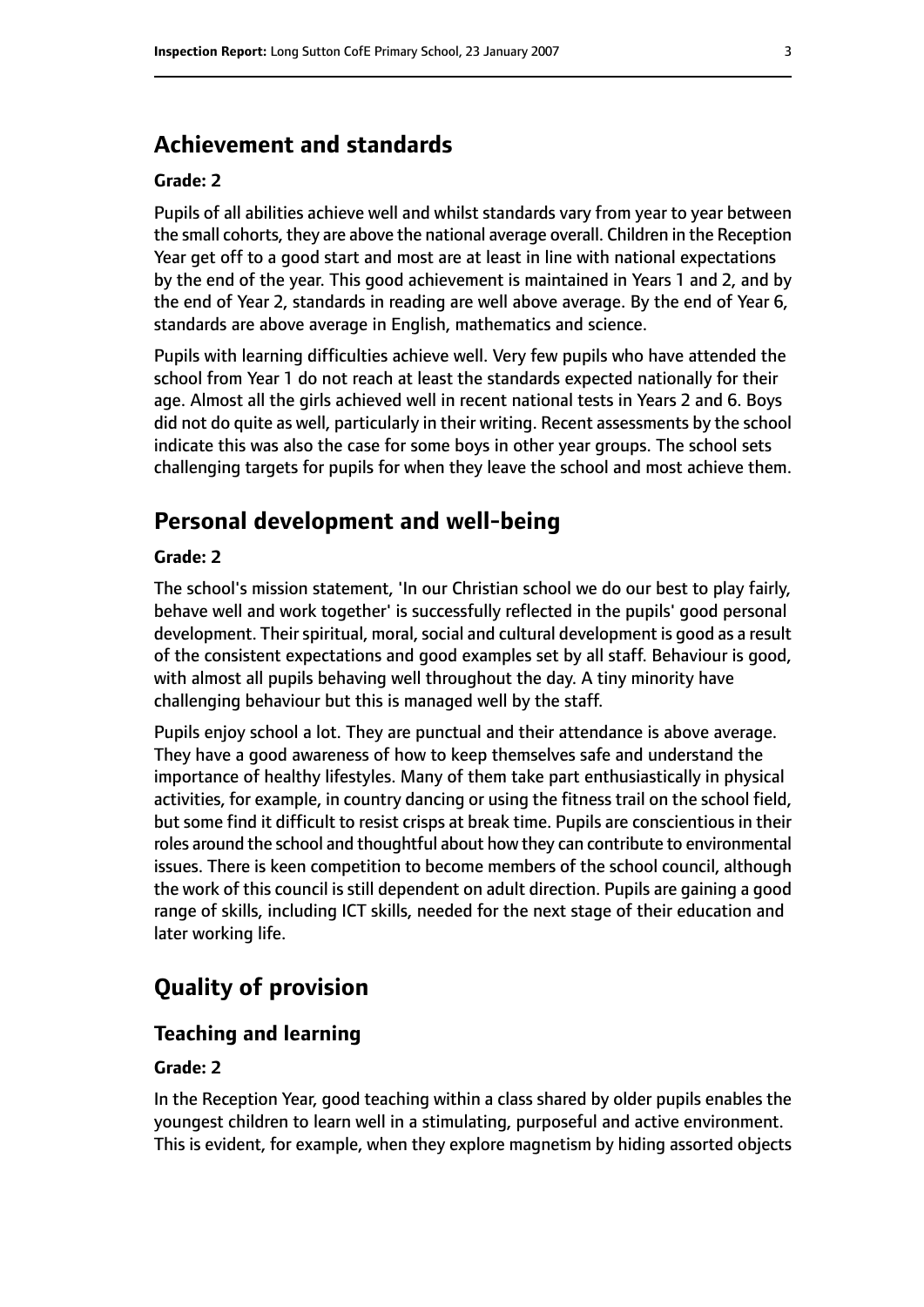## Achievement and standards

**Grade: 2**

Pupils of all abilities achieve well and whilst standards vary from year to year between the small cohorts, they are above the national average overall. Children in the Reception Year get off to a good start and most are at least in line with national expectations by the end of the year. This good achievement is maintained in Years 1 and 2, and by the end of Year 2, standards in reading are well above average. By the end of Year 6, standards are above average in English, mathematics and science.

Pupils with learning difficulties achieve well. Very few pupils who have attended the school from Year 1 do not reach at least the standards expected nationally for their age. Almost all the girls achieved well in recent national tests in Years 2 and 6. Boys did not do quite as well, particularly in their writing. Recent assessments by the school indicate this was also the case for some boys in other year groups. The school sets challenging targets for pupils for when they leave the school and most achieve them.

## Personal development and well-being

**Grade: 2**

The school's mission statement, 'In our Christian school we do our best to play fairly, behave well and work together' is successfully reflected in the pupils' good personal development. Their spiritual, moral, social and cultural development is good as a result of the consistent expectations and good examples set by all staff. Behaviour is good, with almost all pupils behaving well throughout the day. A tiny minority have challenging behaviour but this is managed well by the staff.

Pupils enjoy school a lot. They are punctual and their attendance is above average. They have a good awareness of how to keep themselves safe and understand the importance of healthy lifestyles. Many of them take part enthusiastically in physical activities, for example, in country dancing or using the fitness trail on the school field, but some find it difficult to resist crisps at break time. Pupils are conscientious in their roles around the school and thoughtful about how they can contribute to environmental issues. There is keen competition to become members of the school council, although the work of this council is still dependent on adult direction. Pupils are gaining a good range of skills, including ICT skills, needed for the next stage of their education and later working life.

# Quality of provision

### Teaching and learning

**Grade: 2**

In the Reception Year, good teaching within a class shared by older pupils enables the youngest children to learn well in a stimulating, purposeful and active environment. This is evident, for example, when they explore magnetism by hiding assorted objects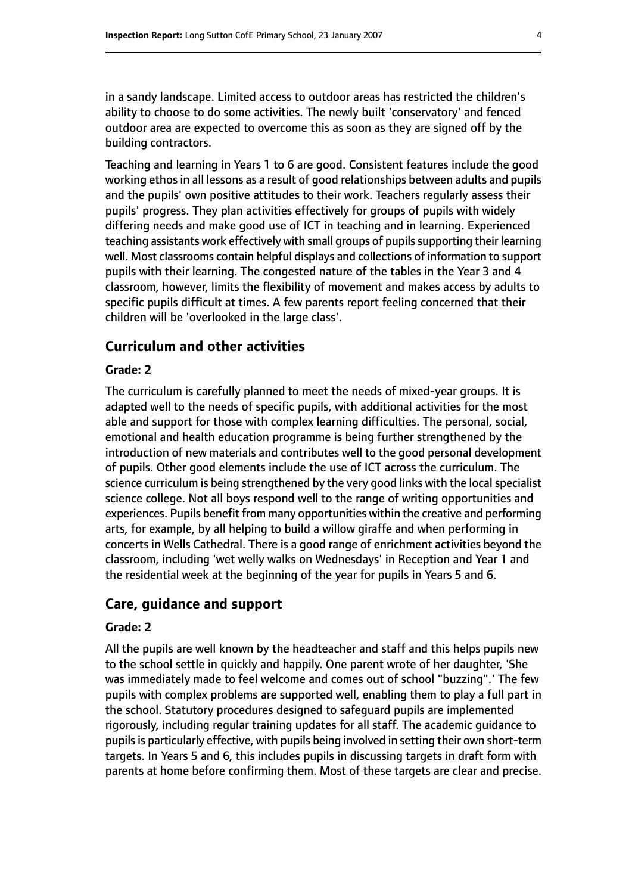in a sandy landscape. Limited access to outdoor areas has restricted the children's ability to choose to do some activities. The newly built 'conservatory' and fenced outdoor area are expected to overcome this as soon as they are signed off by the building contractors.

Teaching and learning in Years 1 to 6 are good. Consistent features include the good working ethos in all lessons as a result of good relationships between adults and pupils and the pupils' own positive attitudes to their work. Teachers regularly assess their pupils' progress. They plan activities effectively for groups of pupils with widely differing needs and make good use of ICT in teaching and in learning. Experienced teaching assistants work effectively with small groups of pupils supporting their learning well. Most classrooms contain helpful displays and collections of information to support pupils with their learning. The congested nature of the tables in the Year 3 and 4 classroom, however, limits the flexibility of movement and makes access by adults to specific pupils difficult at times. A few parents report feeling concerned that their children will be 'overlooked in the large class'.

## Curriculum and other activities

### Grade: 2

The curriculum is carefully planned to meet the needs of mixed-year groups. It is adapted well to the needs of specific pupils, with additional activities for the most able and support for those with complex learning difficulties. The personal, social, emotional and health education programme is being further strengthened by the introduction of new materials and contributes well to the good personal development of pupils. Other good elements include the use of ICT across the curriculum. The science curriculum is being strengthened by the very good links with the local specialist science college. Not all boys respond well to the range of writing opportunities and experiences. Pupils benefit from many opportunities within the creative and performing arts, for example, by all helping to build a willow giraffe and when performing in concerts in Wells Cathedral. There is a good range of enrichment activities beyond the classroom, including 'wet welly walks on Wednesdays' in Reception and Year 1 and the residential week at the beginning of the year for pupils in Years 5 and 6.

## Care, guidance and support

### Grade: 2

All the pupils are well known by the headteacher and staff and this helps pupils new to the school settle in quickly and happily. One parent wrote of her daughter, 'She was immediately made to feel welcome and comes out of school "buzzing".' The few pupils with complex problems are supported well, enabling them to play a full part in the school. Statutory procedures designed to safeguard pupils are implemented rigorously, including regular training updates for all staff. The academic guidance to pupils is particularly effective, with pupils being involved in setting their own short-term targets. In Years 5 and 6, this includes pupils in discussing targets in draft form with parents at home before confirming them. Most of these targets are clear and precise.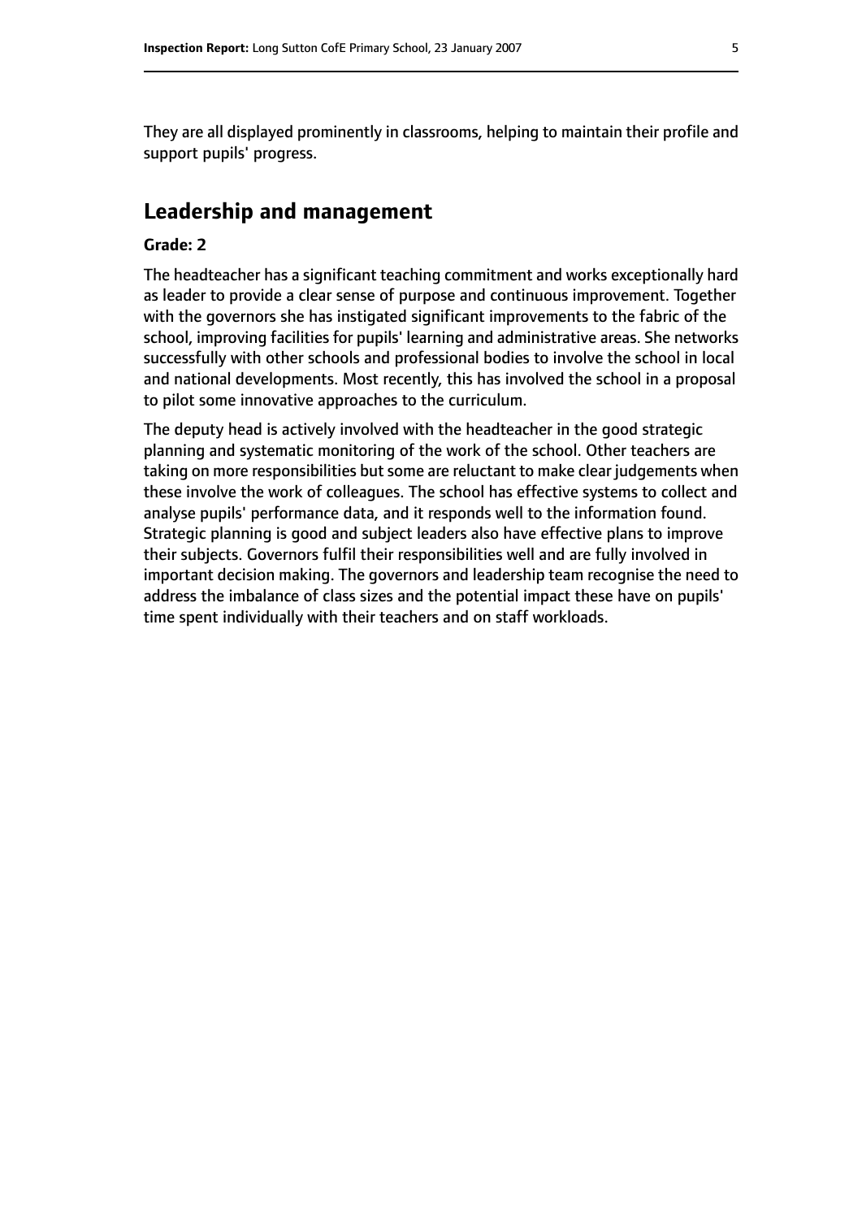They are all displayed prominently in classrooms, helping to maintain their profile and support pupils' progress.

## Leadership and management

**Grade: 2**

The headteacher has a significant teaching commitment and works exceptionally hard as leader to provide a clear sense of purpose and continuous improvement. Together with the governors she has instigated significant improvements to the fabric of the school, improving facilities for pupils' learning and administrative areas. She networks successfully with other schools and professional bodies to involve the school in local and national developments. Most recently, this has involved the school in a proposal to pilot some innovative approaches to the curriculum.

The deputy head is actively involved with the headteacher in the good strategic planning and systematic monitoring of the work of the school. Other teachers are taking on more responsibilities but some are reluctant to make clear judgements when these involve the work of colleagues. The school has effective systems to collect and analyse pupils' performance data, and it responds well to the information found. Strategic planning is good and subject leaders also have effective plans to improve their subjects. Governors fulfil their responsibilities well and are fully involved in important decision making. The governors and leadership team recognise the need to address the imbalance of class sizes and the potential impact these have on pupils' time spent individually with their teachers and on staff workloads.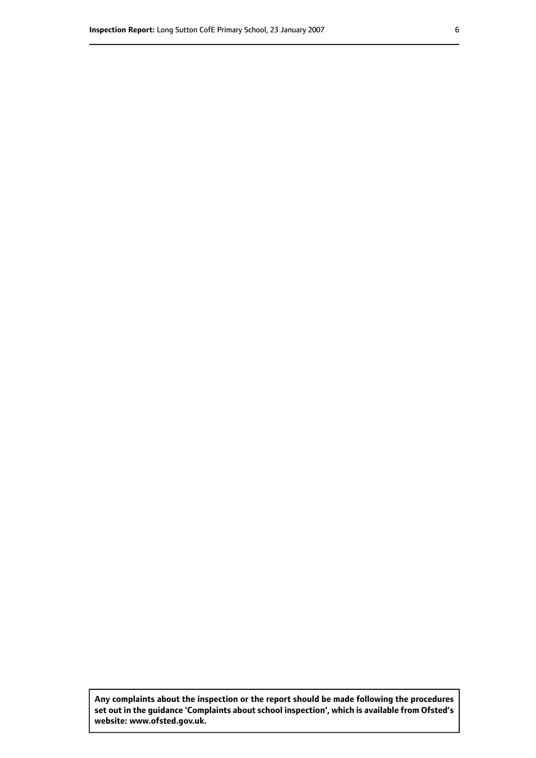**Any complaints about the inspection or the report should be made following the procedures set out in the guidance 'Complaints about school inspection', which is available from Ofsted's website: www.ofsted.gov.uk.**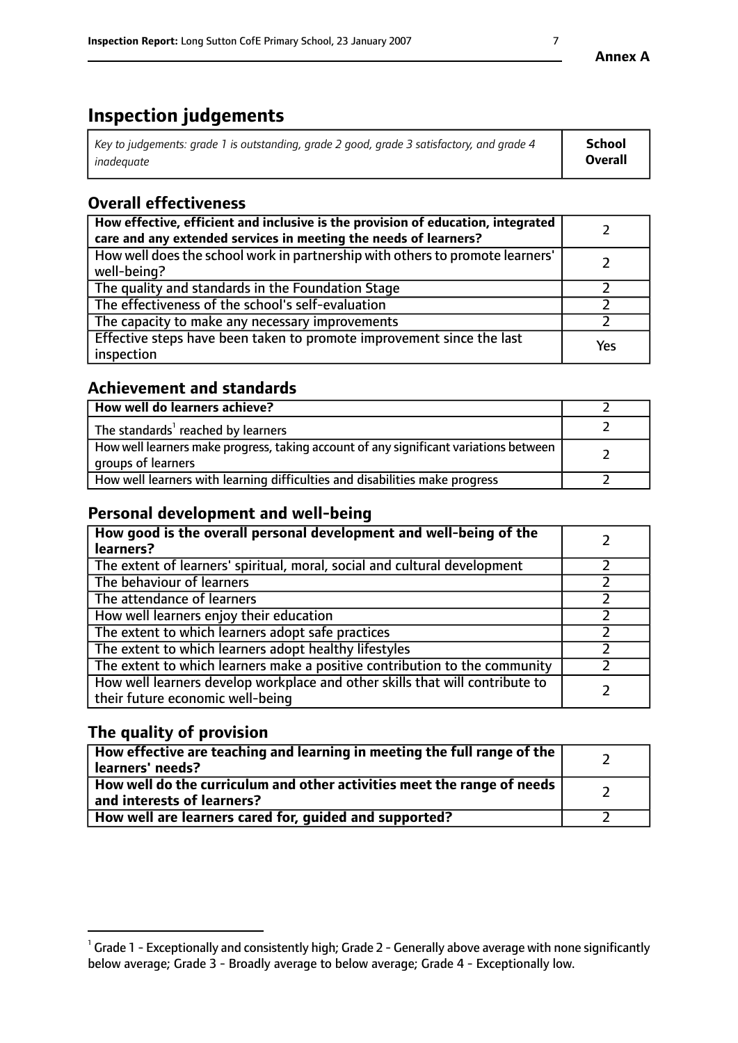# Inspection judgements

| *Key to judgements: grade 1 is outstanding, grade 2 good, grade 3 satisfactory, and grade 4 inadequate* | **School Overall** |
|---|---|

## Overall effectiveness

| | |
|---|---|
| **How effective, efficient and inclusive is the provision of education, integrated care and any extended services in meeting the needs of learners?** | 2 |
| How well does the school work in partnership with others to promote learners' well-being? | 2 |
| The quality and standards in the Foundation Stage | 2 |
| The effectiveness of the school's self-evaluation | 2 |
| The capacity to make any necessary improvements | 2 |
| Effective steps have been taken to promote improvement since the last inspection | Yes |

## Achievement and standards

| | |
|---|---|
| **How well do learners achieve?** | 2 |
| The standards[1] reached by learners | 2 |
| How well learners make progress, taking account of any significant variations between groups of learners | 2 |
| How well learners with learning difficulties and disabilities make progress | 2 |

## Personal development and well-being

| | |
|---|---|
| **How good is the overall personal development and well-being of the learners?** | 2 |
| The extent of learners' spiritual, moral, social and cultural development | 2 |
| The behaviour of learners | 2 |
| The attendance of learners | 2 |
| How well learners enjoy their education | 2 |
| The extent to which learners adopt safe practices | 2 |
| The extent to which learners adopt healthy lifestyles | 2 |
| The extent to which learners make a positive contribution to the community | 2 |
| How well learners develop workplace and other skills that will contribute to their future economic well-being | 2 |

## The quality of provision

| | |
|---|---|
| **How effective are teaching and learning in meeting the full range of the learners' needs?** | 2 |
| **How well do the curriculum and other activities meet the range of needs and interests of learners?** | 2 |
| **How well are learners cared for, guided and supported?** | 2 |

[1] Grade 1 - Exceptionally and consistently high; Grade 2 - Generally above average with none significantly below average; Grade 3 - Broadly average to below average; Grade 4 - Exceptionally low.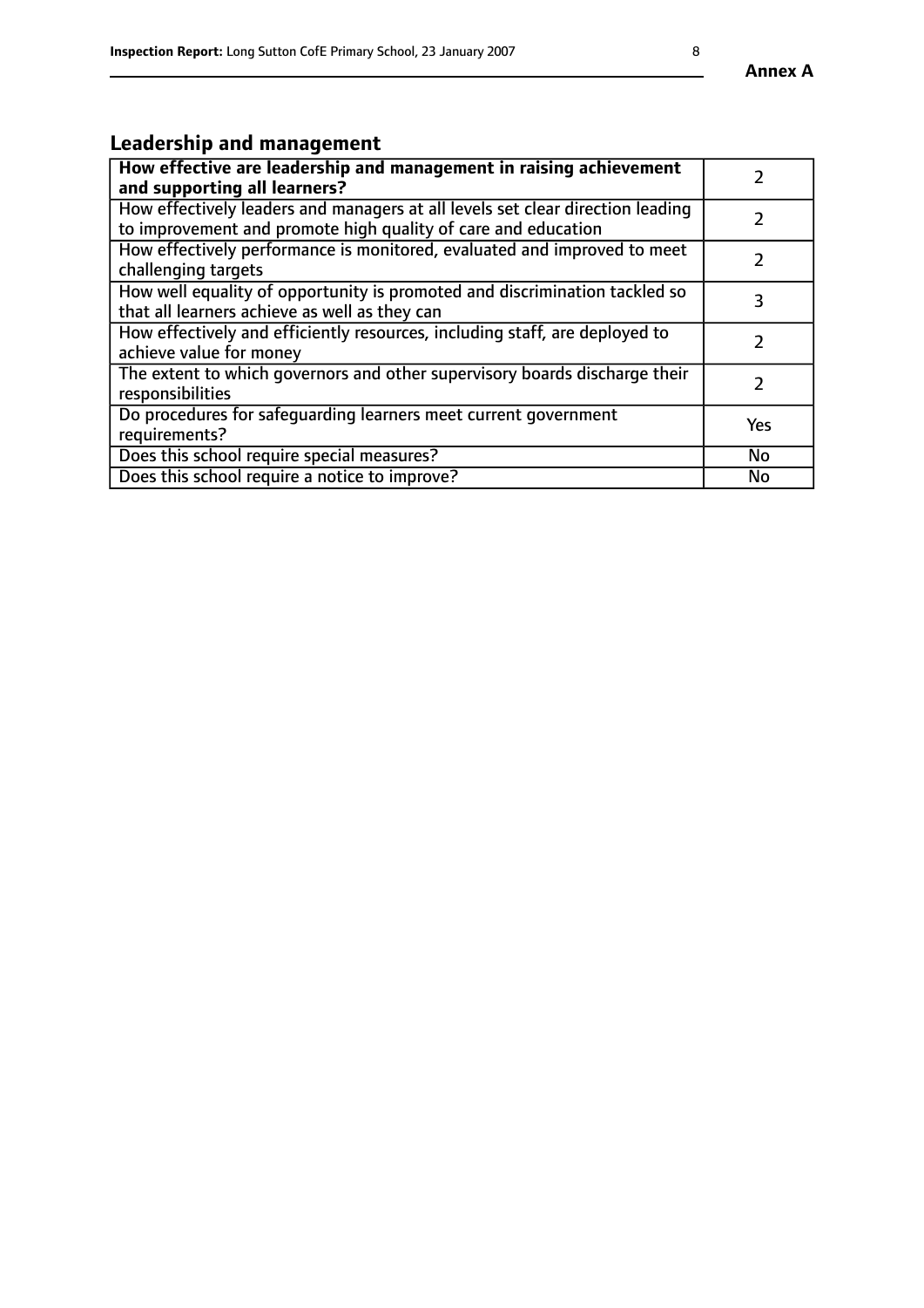## Leadership and management

| How effective are leadership and management in raising achievement and supporting all learners? | 2 |
|---|---|
| How effectively leaders and managers at all levels set clear direction leading to improvement and promote high quality of care and education | 2 |
| How effectively performance is monitored, evaluated and improved to meet challenging targets | 2 |
| How well equality of opportunity is promoted and discrimination tackled so that all learners achieve as well as they can | 3 |
| How effectively and efficiently resources, including staff, are deployed to achieve value for money | 2 |
| The extent to which governors and other supervisory boards discharge their responsibilities | 2 |
| Do procedures for safeguarding learners meet current government requirements? | Yes |
| Does this school require special measures? | No |
| Does this school require a notice to improve? | No |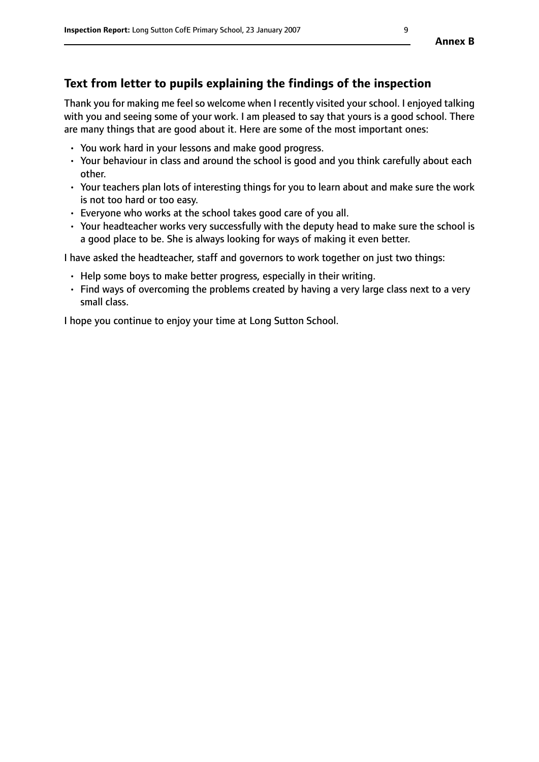## Text from letter to pupils explaining the findings of the inspection

Thank you for making me feel so welcome when I recently visited your school. I enjoyed talking with you and seeing some of your work. I am pleased to say that yours is a good school. There are many things that are good about it. Here are some of the most important ones:

- You work hard in your lessons and make good progress.
- Your behaviour in class and around the school is good and you think carefully about each other.
- Your teachers plan lots of interesting things for you to learn about and make sure the work is not too hard or too easy.
- Everyone who works at the school takes good care of you all.
- Your headteacher works very successfully with the deputy head to make sure the school is a good place to be. She is always looking for ways of making it even better.

I have asked the headteacher, staff and governors to work together on just two things:

- Help some boys to make better progress, especially in their writing.
- Find ways of overcoming the problems created by having a very large class next to a very small class.

I hope you continue to enjoy your time at Long Sutton School.